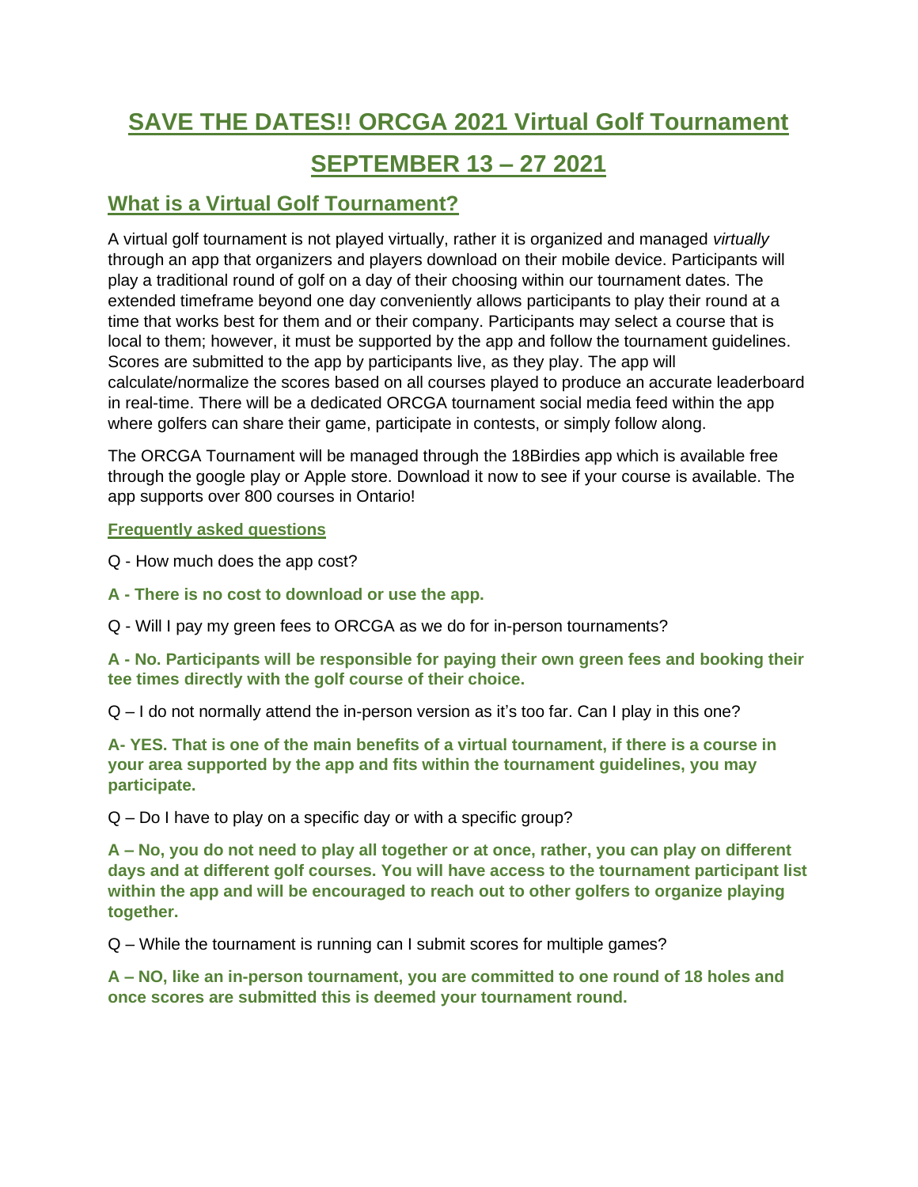# SAVE THE DATES!! ORCGA 2021 Virtual Golf Tournament

# SEPTEMBER 13 – 27 2021

## What is a Virtual Golf Tournament?

A virtual golf tournament is not played virtually, rather it is organized and managed *virtually* through an app that organizers and players download on their mobile device. Participants will play a traditional round of golf on a day of their choosing within our tournament dates. The extended timeframe beyond one day conveniently allows participants to play their round at a time that works best for them and or their company. Participants may select a course that is local to them; however, it must be supported by the app and follow the tournament guidelines. Scores are submitted to the app by participants live, as they play. The app will calculate/normalize the scores based on all courses played to produce an accurate leaderboard in real-time. There will be a dedicated ORCGA tournament social media feed within the app where golfers can share their game, participate in contests, or simply follow along.

The ORCGA Tournament will be managed through the 18Birdies app which is available free through the google play or Apple store. Download it now to see if your course is available. The app supports over 800 courses in Ontario!

### Frequently asked questions

Q - How much does the app cost?

**A - There is no cost to download or use the app.**

Q - Will I pay my green fees to ORCGA as we do for in-person tournaments?

**A - No. Participants will be responsible for paying their own green fees and booking their tee times directly with the golf course of their choice.**

Q – I do not normally attend the in-person version as it's too far. Can I play in this one?

**A- YES. That is one of the main benefits of a virtual tournament, if there is a course in your area supported by the app and fits within the tournament guidelines, you may participate.**

Q – Do I have to play on a specific day or with a specific group?

**A – No, you do not need to play all together or at once, rather, you can play on different days and at different golf courses. You will have access to the tournament participant list within the app and will be encouraged to reach out to other golfers to organize playing together.**

Q – While the tournament is running can I submit scores for multiple games?

**A – NO, like an in-person tournament, you are committed to one round of 18 holes and once scores are submitted this is deemed your tournament round.**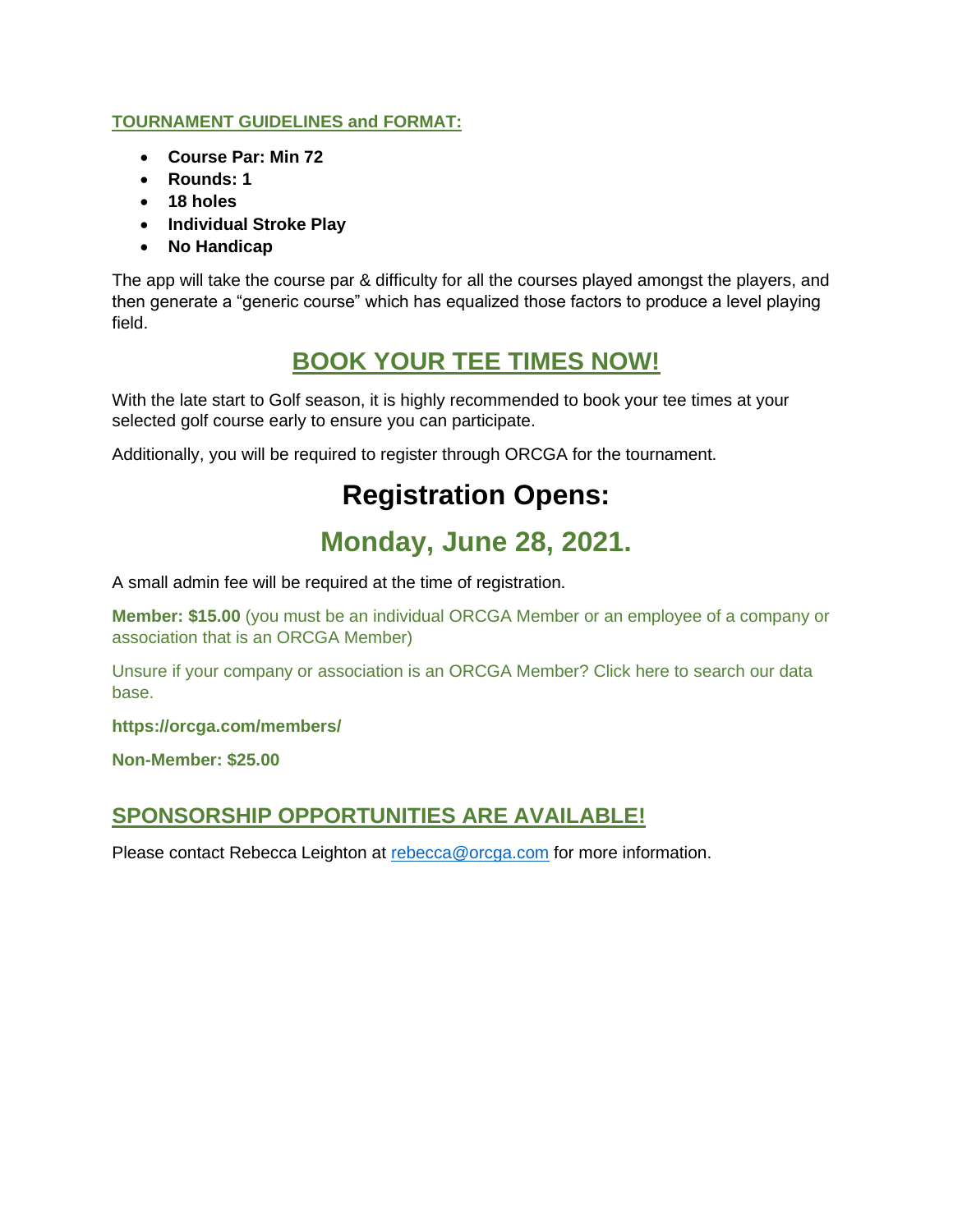**TOURNAMENT GUIDELINES and FORMAT:**

- **Course Par: Min 72**
- **Rounds: 1**
- **18 holes**
- **Individual Stroke Play**
- **No Handicap**

The app will take the course par & difficulty for all the courses played amongst the players, and then generate a "generic course" which has equalized those factors to produce a level playing field.

## BOOK YOUR TEE TIMES NOW!

With the late start to Golf season, it is highly recommended to book your tee times at your selected golf course early to ensure you can participate.

Additionally, you will be required to register through ORCGA for the tournament.

# Registration Opens:

# Monday, June 28, 2021.

A small admin fee will be required at the time of registration.

**Member: $15.00** (you must be an individual ORCGA Member or an employee of a company or association that is an ORCGA Member)

Unsure if your company or association is an ORCGA Member? Click here to search our data base.

**https://orcga.com/members/**

**Non-Member: $25.00**

## SPONSORSHIP OPPORTUNITIES ARE AVAILABLE!

Please contact Rebecca Leighton at rebecca@orcga.com for more information.